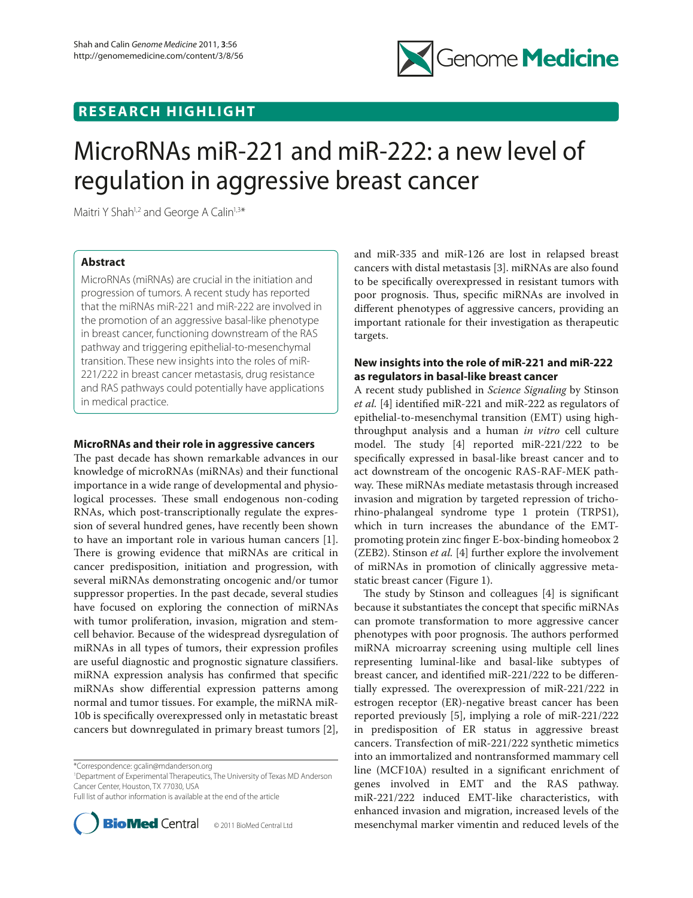RESEARCH HIGHLIGHT

# MicroRNAs miR-221 and miR-222: a new level of regulation in aggressive breast cancer

Maitri Y Shah[1,2] and George A Calin[1,3]*

## Abstract

MicroRNAs (miRNAs) are crucial in the initiation and progression of tumors. A recent study has reported that the miRNAs miR-221 and miR-222 are involved in the promotion of an aggressive basal-like phenotype in breast cancer, functioning downstream of the RAS pathway and triggering epithelial-to-mesenchymal transition. These new insights into the roles of miR-221/222 in breast cancer metastasis, drug resistance and RAS pathways could potentially have applications in medical practice.

## MicroRNAs and their role in aggressive cancers

The past decade has shown remarkable advances in our knowledge of microRNAs (miRNAs) and their functional importance in a wide range of developmental and physiological processes. These small endogenous non-coding RNAs, which post-transcriptionally regulate the expression of several hundred genes, have recently been shown to have an important role in various human cancers [1]. There is growing evidence that miRNAs are critical in cancer predisposition, initiation and progression, with several miRNAs demonstrating oncogenic and/or tumor suppressor properties. In the past decade, several studies have focused on exploring the connection of miRNAs with tumor proliferation, invasion, migration and stem-cell behavior. Because of the widespread dysregulation of miRNAs in all types of tumors, their expression profiles are useful diagnostic and prognostic signature classifiers. miRNA expression analysis has confirmed that specific miRNAs show differential expression patterns among normal and tumor tissues. For example, the miRNA miR-10b is specifically overexpressed only in metastatic breast cancers but downregulated in primary breast tumors [2], and miR-335 and miR-126 are lost in relapsed breast cancers with distal metastasis [3]. miRNAs are also found to be specifically overexpressed in resistant tumors with poor prognosis. Thus, specific miRNAs are involved in different phenotypes of aggressive cancers, providing an important rationale for their investigation as therapeutic targets.

## New insights into the role of miR-221 and miR-222 as regulators in basal-like breast cancer

A recent study published in *Science Signaling* by Stinson *et al.* [4] identified miR-221 and miR-222 as regulators of epithelial-to-mesenchymal transition (EMT) using high-throughput analysis and a human *in vitro* cell culture model. The study [4] reported miR-221/222 to be specifically expressed in basal-like breast cancer and to act downstream of the oncogenic RAS-RAF-MEK pathway. These miRNAs mediate metastasis through increased invasion and migration by targeted repression of tricho-rhino-phalangeal syndrome type 1 protein (TRPS1), which in turn increases the abundance of the EMT-promoting protein zinc finger E-box-binding homeobox 2 (ZEB2). Stinson *et al.* [4] further explore the involvement of miRNAs in promotion of clinically aggressive metastatic breast cancer (Figure 1).

The study by Stinson and colleagues [4] is significant because it substantiates the concept that specific miRNAs can promote transformation to more aggressive cancer phenotypes with poor prognosis. The authors performed miRNA microarray screening using multiple cell lines representing luminal-like and basal-like subtypes of breast cancer, and identified miR-221/222 to be differentially expressed. The overexpression of miR-221/222 in estrogen receptor (ER)-negative breast cancer has been reported previously [5], implying a role of miR-221/222 in predisposition of ER status in aggressive breast cancers. Transfection of miR-221/222 synthetic mimetics into an immortalized and nontransformed mammary cell line (MCF10A) resulted in a significant enrichment of genes involved in EMT and the RAS pathway. miR-221/222 induced EMT-like characteristics, with enhanced invasion and migration, increased levels of the mesenchymal marker vimentin and reduced levels of the

*Correspondence: gcalin@mdanderson.org
[1]Department of Experimental Therapeutics, The University of Texas MD Anderson Cancer Center, Houston, TX 77030, USA
Full list of author information is available at the end of the article

© 2011 BioMed Central Ltd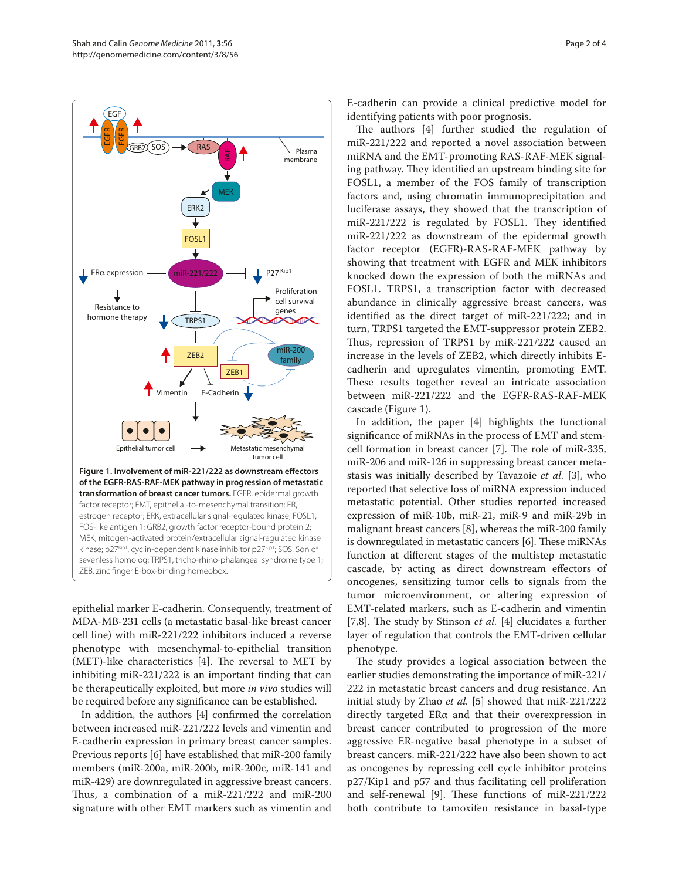**Figure 1. Involvement of miR-221/222 as downstream effectors of the EGFR-RAS-RAF-MEK pathway in progression of metastatic transformation of breast cancer tumors.** EGFR, epidermal growth factor receptor; EMT, epithelial-to-mesenchymal transition; ER, estrogen receptor; ERK, extracellular signal-regulated kinase; FOSL1, FOS-like antigen 1; GRB2, growth factor receptor-bound protein 2; MEK, mitogen-activated protein/extracellular signal-regulated kinase kinase; p27[Kip1], cyclin-dependent kinase inhibitor p27[Kip1]; SOS, Son of sevenless homolog; TRPS1, tricho-rhino-phalangeal syndrome type 1; ZEB, zinc finger E-box-binding homeobox.

epithelial marker E-cadherin. Consequently, treatment of MDA-MB-231 cells (a metastatic basal-like breast cancer cell line) with miR-221/222 inhibitors induced a reverse phenotype with mesenchymal-to-epithelial transition (MET)-like characteristics [4]. The reversal to MET by inhibiting miR-221/222 is an important finding that can be therapeutically exploited, but more *in vivo* studies will be required before any significance can be established.

In addition, the authors [4] confirmed the correlation between increased miR-221/222 levels and vimentin and E-cadherin expression in primary breast cancer samples. Previous reports [6] have established that miR-200 family members (miR-200a, miR-200b, miR-200c, miR-141 and miR-429) are downregulated in aggressive breast cancers. Thus, a combination of a miR-221/222 and miR-200 signature with other EMT markers such as vimentin and E-cadherin can provide a clinical predictive model for identifying patients with poor prognosis.

The authors [4] further studied the regulation of miR-221/222 and reported a novel association between miRNA and the EMT-promoting RAS-RAF-MEK signaling pathway. They identified an upstream binding site for FOSL1, a member of the FOS family of transcription factors and, using chromatin immunoprecipitation and luciferase assays, they showed that the transcription of miR-221/222 is regulated by FOSL1. They identified miR-221/222 as downstream of the epidermal growth factor (EGFR)-RAS-RAF-MEK pathway by showing that treatment with EGFR and MEK inhibitors knocked down the expression of both the miRNAs and FOSL1. TRPS1, a transcription factor with decreased abundance in clinically aggressive breast cancers, was identified as the direct target of miR-221/222; and in turn, TRPS1 targeted the EMT-suppressor protein ZEB2. Thus, repression of TRPS1 by miR-221/222 caused an increase in the levels of ZEB2, which directly inhibits E-cadherin and upregulates vimentin, promoting EMT. These results together reveal an intricate association between miR-221/222 and the EGFR-RAS-RAF-MEK cascade (Figure 1).

In addition, the paper [4] highlights the functional significance of miRNAs in the process of EMT and stem-cell formation in breast cancer [7]. The role of miR-335, miR-206 and miR-126 in suppressing breast cancer metastasis was initially described by Tavazoie *et al.* [3], who reported that selective loss of miRNA expression induced metastatic potential. Other studies reported increased expression of miR-10b, miR-21, miR-9 and miR-29b in malignant breast cancers [8], whereas the miR-200 family is downregulated in metastatic cancers [6]. These miRNAs function at different stages of the multistep metastatic cascade, by acting as direct downstream effectors of oncogenes, sensitizing tumor cells to signals from the tumor microenvironment, or altering expression of EMT-related markers, such as E-cadherin and vimentin [7,8]. The study by Stinson *et al.* [4] elucidates a further layer of regulation that controls the EMT-driven cellular phenotype.

The study provides a logical association between the earlier studies demonstrating the importance of miR-221/222 in metastatic breast cancers and drug resistance. An initial study by Zhao *et al.* [5] showed that miR-221/222 directly targeted ERα and that their overexpression in breast cancer contributed to progression of the more aggressive ER-negative basal phenotype in a subset of breast cancers. miR-221/222 have also been shown to act as oncogenes by repressing cell cycle inhibitor proteins p27/Kip1 and p57 and thus facilitating cell proliferation and self-renewal [9]. These functions of miR-221/222 both contribute to tamoxifen resistance in basal-type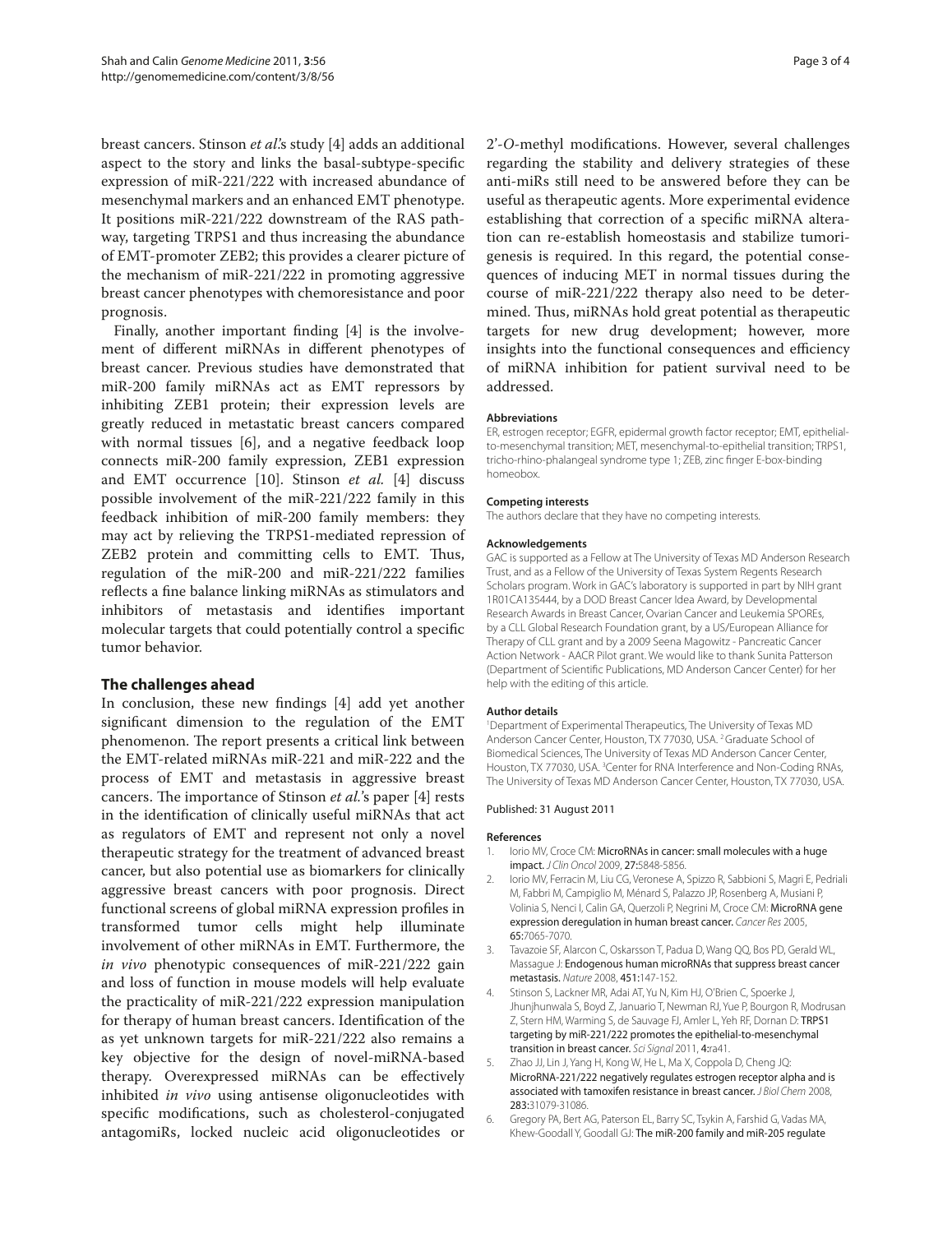breast cancers. Stinson *et al.*'s study [4] adds an additional aspect to the story and links the basal-subtype-specific expression of miR-221/222 with increased abundance of mesenchymal markers and an enhanced EMT phenotype. It positions miR-221/222 downstream of the RAS pathway, targeting TRPS1 and thus increasing the abundance of EMT-promoter ZEB2; this provides a clearer picture of the mechanism of miR-221/222 in promoting aggressive breast cancer phenotypes with chemoresistance and poor prognosis.

Finally, another important finding [4] is the involvement of different miRNAs in different phenotypes of breast cancer. Previous studies have demonstrated that miR-200 family miRNAs act as EMT repressors by inhibiting ZEB1 protein; their expression levels are greatly reduced in metastatic breast cancers compared with normal tissues [6], and a negative feedback loop connects miR-200 family expression, ZEB1 expression and EMT occurrence [10]. Stinson *et al.* [4] discuss possible involvement of the miR-221/222 family in this feedback inhibition of miR-200 family members: they may act by relieving the TRPS1-mediated repression of ZEB2 protein and committing cells to EMT. Thus, regulation of the miR-200 and miR-221/222 families reflects a fine balance linking miRNAs as stimulators and inhibitors of metastasis and identifies important molecular targets that could potentially control a specific tumor behavior.

## The challenges ahead

In conclusion, these new findings [4] add yet another significant dimension to the regulation of the EMT phenomenon. The report presents a critical link between the EMT-related miRNAs miR-221 and miR-222 and the process of EMT and metastasis in aggressive breast cancers. The importance of Stinson *et al.*'s paper [4] rests in the identification of clinically useful miRNAs that act as regulators of EMT and represent not only a novel therapeutic strategy for the treatment of advanced breast cancer, but also potential use as biomarkers for clinically aggressive breast cancers with poor prognosis. Direct functional screens of global miRNA expression profiles in transformed tumor cells might help illuminate involvement of other miRNAs in EMT. Furthermore, the *in vivo* phenotypic consequences of miR-221/222 gain and loss of function in mouse models will help evaluate the practicality of miR-221/222 expression manipulation for therapy of human breast cancers. Identification of the as yet unknown targets for miR-221/222 also remains a key objective for the design of novel-miRNA-based therapy. Overexpressed miRNAs can be effectively inhibited *in vivo* using antisense oligonucleotides with specific modifications, such as cholesterol-conjugated antagomiRs, locked nucleic acid oligonucleotides or 2'-*O*-methyl modifications. However, several challenges regarding the stability and delivery strategies of these anti-miRs still need to be answered before they can be useful as therapeutic agents. More experimental evidence establishing that correction of a specific miRNA alteration can re-establish homeostasis and stabilize tumorigenesis is required. In this regard, the potential consequences of inducing MET in normal tissues during the course of miR-221/222 therapy also need to be determined. Thus, miRNAs hold great potential as therapeutic targets for new drug development; however, more insights into the functional consequences and efficiency of miRNA inhibition for patient survival need to be addressed.

#### Abbreviations

ER, estrogen receptor; EGFR, epidermal growth factor receptor; EMT, epithelial-to-mesenchymal transition; MET, mesenchymal-to-epithelial transition; TRPS1, tricho-rhino-phalangeal syndrome type 1; ZEB, zinc finger E-box-binding homeobox.

#### Competing interests

The authors declare that they have no competing interests.

#### Acknowledgements

GAC is supported as a Fellow at The University of Texas MD Anderson Research Trust, and as a Fellow of the University of Texas System Regents Research Scholars program. Work in GAC's laboratory is supported in part by NIH grant 1R01CA135444, by a DOD Breast Cancer Idea Award, by Developmental Research Awards in Breast Cancer, Ovarian Cancer and Leukemia SPOREs, by a CLL Global Research Foundation grant, by a US/European Alliance for Therapy of CLL grant and by a 2009 Seena Magowitz - Pancreatic Cancer Action Network - AACR Pilot grant. We would like to thank Sunita Patterson (Department of Scientific Publications, MD Anderson Cancer Center) for her help with the editing of this article.

#### Author details

[1]Department of Experimental Therapeutics, The University of Texas MD Anderson Cancer Center, Houston, TX 77030, USA. [2]Graduate School of Biomedical Sciences, The University of Texas MD Anderson Cancer Center, Houston, TX 77030, USA. [3]Center for RNA Interference and Non-Coding RNAs, The University of Texas MD Anderson Cancer Center, Houston, TX 77030, USA.

Published: 31 August 2011

#### References

1. Iorio MV, Croce CM: **MicroRNAs in cancer: small molecules with a huge impact.** *J Clin Oncol* 2009, **27:**5848-5856.
2. Iorio MV, Ferracin M, Liu CG, Veronese A, Spizzo R, Sabbioni S, Magri E, Pedriali M, Fabbri M, Campiglio M, Ménard S, Palazzo JP, Rosenberg A, Musiani P, Volinia S, Nenci I, Calin GA, Querzoli P, Negrini M, Croce CM: **MicroRNA gene expression deregulation in human breast cancer.** *Cancer Res* 2005, **65:**7065-7070.
3. Tavazoie SF, Alarcon C, Oskarsson T, Padua D, Wang QQ, Bos PD, Gerald WL, Massague J: **Endogenous human microRNAs that suppress breast cancer metastasis.** *Nature* 2008, **451:**147-152.
4. Stinson S, Lackner MR, Adai AT, Yu N, Kim HJ, O'Brien C, Spoerke J, Jhunjhunwala S, Boyd Z, Januario T, Newman RJ, Yue P, Bourgon R, Modrusan Z, Stern HM, Warming S, de Sauvage FJ, Amler L, Yeh RF, Dornan D: **TRPS1 targeting by miR-221/222 promotes the epithelial-to-mesenchymal transition in breast cancer.** *Sci Signal* 2011, **4:**ra41.
5. Zhao JJ, Lin J, Yang H, Kong W, He L, Ma X, Coppola D, Cheng JQ: **MicroRNA-221/222 negatively regulates estrogen receptor alpha and is associated with tamoxifen resistance in breast cancer.** *J Biol Chem* 2008, **283:**31079-31086.
6. Gregory PA, Bert AG, Paterson EL, Barry SC, Tsykin A, Farshid G, Vadas MA, Khew-Goodall Y, Goodall GJ: **The miR-200 family and miR-205 regulate**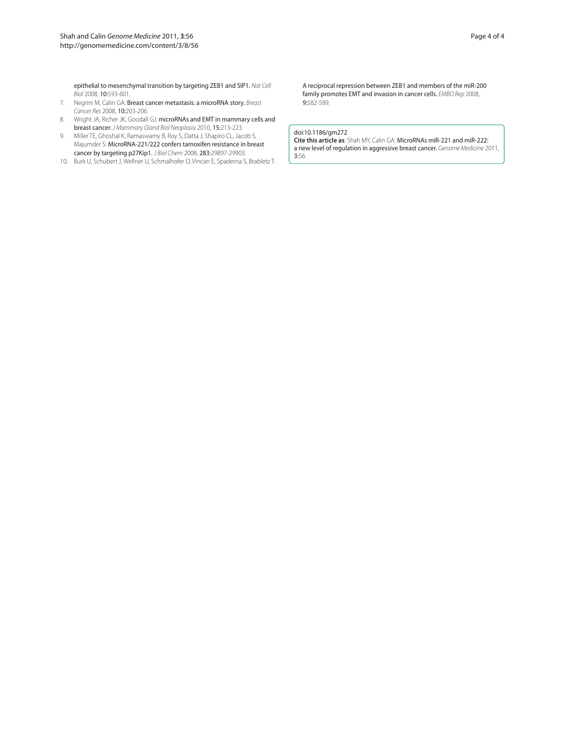epithelial to mesenchymal transition by targeting ZEB1 and SIP1. *Nat Cell Biol* 2008, **10:**593-601.

7. Negrini M, Calin GA: **Breast cancer metastasis: a microRNA story.** *Breast Cancer Res* 2008, **10:**203-206.
8. Wright JA, Richer JK, Goodall GJ: **microRNAs and EMT in mammary cells and breast cancer.** *J Mammary Gland Biol Neoplasia* 2010, **15:**213-223.
9. Miller TE, Ghoshal K, Ramaswamy B, Roy S, Datta J, Shapiro CL, Jacob S, Majumder S: **MicroRNA-221/222 confers tamoxifen resistance in breast cancer by targeting p27Kip1.** *J Biol Chem* 2008, **283:**29897-29903.
10. Burk U, Schubert J, Wellner U, Schmalhofer O, Vincan E, Spaderna S, Brabletz T: **A reciprocal repression between ZEB1 and members of the miR-200 family promotes EMT and invasion in cancer cells.** *EMBO Rep* 2008, **9:**582-589.

doi:10.1186/gm272

**Cite this article as**: Shah MY, Calin GA: **MicroRNAs miR-221 and miR-222: a new level of regulation in aggressive breast cancer.** *Genome Medicine* 2011, **3:**56.